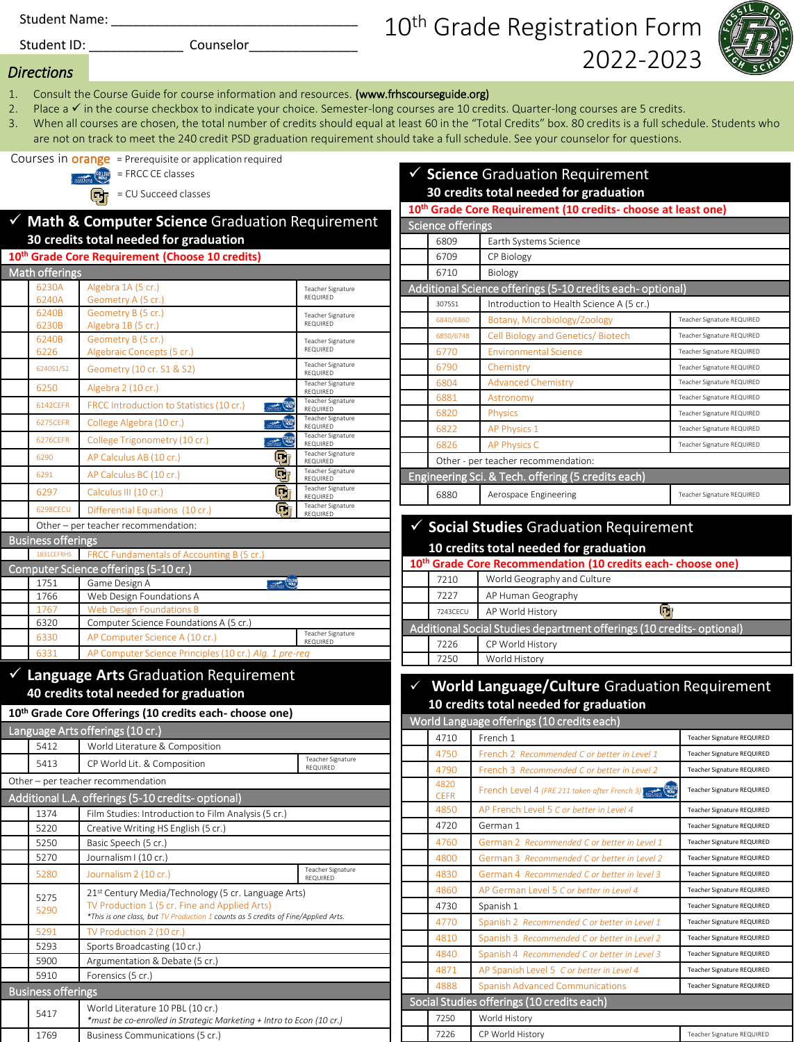Student Name: ___________________________________

Student ID: _____________ Counselor_______________

# 10th Grade Registration Form 2022-2023

## Directions

1. Consult the Course Guide for course information and resources. **(www.frhscourseguide.org)**
2. Place a ✓ in the course checkbox to indicate your choice. Semester-long courses are 10 credits. Quarter-long courses are 5 credits.
3. When all courses are chosen, the total number of credits should equal at least 60 in the "Total Credits" box. 80 credits is a full schedule. Students who are not on track to meet the 240 credit PSD graduation requirement should take a full schedule. See your counselor for questions.

Courses in orange = Prerequisite or application required

[FRCC logo] = FRCC CE classes

[CU logo] = CU Succeed classes

## ✓ Math & Computer Science Graduation Requirement

**30 credits total needed for graduation**

**10th Grade Core Requirement (Choose 10 credits)**

| ✓ | Code | Course | Notes |
|---|---|---|---|
| | **Math offerings** | | |
| | 6230A / 6240A | Algebra 1A (5 cr.) / Geometry A (5 cr.) | Teacher Signature REQUIRED |
| | 6240B / 6230B | Geometry B (5 cr.) / Algebra 1B (5 cr.) | Teacher Signature REQUIRED |
| | 6240B / 6226 | Geometry B (5 cr.) / Algebraic Concepts (5 cr.) | Teacher Signature REQUIRED |
| | 6240S1/S2 | Geometry (10 cr. S1 & S2) | Teacher Signature REQUIRED |
| | 6250 | Algebra 2 (10 cr.) | Teacher Signature REQUIRED |
| | 6142CEFR | FRCC Introduction to Statistics (10 cr.) [FRCC] | Teacher Signature REQUIRED |
| | 6275CEFR | College Algebra (10 cr.) [FRCC] | Teacher Signature REQUIRED |
| | 6276CEFR | College Trigonometry (10 cr.) [FRCC] | Teacher Signature REQUIRED |
| | 6290 | AP Calculus AB (10 cr.) [CU] | Teacher Signature REQUIRED |
| | 6291 | AP Calculus BC (10 cr.) [CU] | Teacher Signature REQUIRED |
| | 6297 | Calculus III (10 cr.) [CU] | Teacher Signature REQUIRED |
| | 6298CECU | Differential Equations (10 cr.) [CU] | Teacher Signature REQUIRED |
| | | Other – per teacher recommendation: | |
| | **Business offerings** | | |
| | 1831CEFRHS | FRCC Fundamentals of Accounting B (5 cr.) | |
| | **Computer Science offerings (5-10 cr.)** | | |
| | 1751 | Game Design A [FRCC] | |
| | 1766 | Web Design Foundations A | |
| | 1767 | Web Design Foundations B | |
| | 6320 | Computer Science Foundations A (5 cr.) | |
| | 6330 | AP Computer Science A (10 cr.) | Teacher Signature REQUIRED |
| | 6331 | AP Computer Science Principles (10 cr.) *Alg. 1 pre-req* | |

## ✓ Language Arts Graduation Requirement

**40 credits total needed for graduation**

**10th Grade Core Offerings (10 credits each- choose one)**

| ✓ | Code | Course | Notes |
|---|---|---|---|
| | **Language Arts offerings (10 cr.)** | | |
| | 5412 | World Literature & Composition | |
| | 5413 | CP World Lit. & Composition | Teacher Signature REQUIRED |
| | | Other – per teacher recommendation | |
| | **Additional L.A. offerings (5-10 credits- optional)** | | |
| | 1374 | Film Studies: Introduction to Film Analysis (5 cr.) | |
| | 5220 | Creative Writing HS English (5 cr.) | |
| | 5250 | Basic Speech (5 cr.) | |
| | 5270 | Journalism I (10 cr.) | |
| | 5280 | Journalism 2 (10 cr.) | Teacher Signature REQUIRED |
| | 5275 / 5290 | 21st Century Media/Technology (5 cr. Language Arts) / TV Production 1 (5 cr. Fine and Applied Arts) *\*This is one class, but TV Production 1 counts as 5 credits of Fine/Applied Arts.* | |
| | 5291 | TV Production 2 (10 cr.) | |
| | 5293 | Sports Broadcasting (10 cr.) | |
| | 5900 | Argumentation & Debate (5 cr.) | |
| | 5910 | Forensics (5 cr.) | |
| | **Business offerings** | | |
| | 5417 | World Literature 10 PBL (10 cr.) *\*must be co-enrolled in Strategic Marketing + Intro to Econ (10 cr.)* | |
| | 1769 | Business Communications (5 cr.) | |

## ✓ Science Graduation Requirement

**30 credits total needed for graduation**

**10th Grade Core Requirement (10 credits- choose at least one)**

| ✓ | Code | Course | Notes |
|---|---|---|---|
| | **Science offerings** | | |
| | 6809 | Earth Systems Science | |
| | 6709 | CP Biology | |
| | 6710 | Biology | |
| | **Additional Science offerings (5-10 credits each- optional)** | | |
| | 3075S1 | Introduction to Health Science A (5 cr.) | |
| | 6840/6860 | Botany, Microbiology/Zoology | Teacher Signature REQUIRED |
| | 6850/6748 | Cell Biology and Genetics/ Biotech | Teacher Signature REQUIRED |
| | 6770 | Environmental Science | Teacher Signature REQUIRED |
| | 6790 | Chemistry | Teacher Signature REQUIRED |
| | 6804 | Advanced Chemistry | Teacher Signature REQUIRED |
| | 6881 | Astronomy | Teacher Signature REQUIRED |
| | 6820 | Physics | Teacher Signature REQUIRED |
| | 6822 | AP Physics 1 | Teacher Signature REQUIRED |
| | 6826 | AP Physics C | Teacher Signature REQUIRED |
| | | Other - per teacher recommendation: | |
| | **Engineering Sci. & Tech. offering (5 credits each)** | | |
| | 6880 | Aerospace Engineering | Teacher Signature REQUIRED |

## ✓ Social Studies Graduation Requirement

**10 credits total needed for graduation**

**10th Grade Core Recommendation (10 credits each- choose one)**

| ✓ | Code | Course |
|---|---|---|
| | 7210 | World Geography and Culture |
| | 7227 | AP Human Geography |
| | 7243CECU | AP World History [CU] |
| | **Additional Social Studies department offerings (10 credits- optional)** | |
| | 7226 | CP World History |
| | 7250 | World History |

## ✓ World Language/Culture Graduation Requirement

**10 credits total needed for graduation**

| ✓ | Code | Course | Notes |
|---|---|---|---|
| | **World Language offerings (10 credits each)** | | |
| | 4710 | French 1 | Teacher Signature REQUIRED |
| | 4750 | French 2 *Recommended C or better in Level 1* | Teacher Signature REQUIRED |
| | 4790 | French 3 *Recommended C or better in Level 2* | Teacher Signature REQUIRED |
| | 4820 CEFR | French Level 4 *(FRE 211 taken after French 3)* [FRCC] | Teacher Signature REQUIRED |
| | 4850 | AP French Level 5 *C or better in Level 4* | Teacher Signature REQUIRED |
| | 4720 | German 1 | Teacher Signature REQUIRED |
| | 4760 | German 2 *Recommended C or better in Level 1* | Teacher Signature REQUIRED |
| | 4800 | German 3 *Recommended C or better in Level 2* | Teacher Signature REQUIRED |
| | 4830 | German 4 *Recommended C or better in level 3* | Teacher Signature REQUIRED |
| | 4860 | AP German Level 5 *C or better in Level 4* | Teacher Signature REQUIRED |
| | 4730 | Spanish 1 | Teacher Signature REQUIRED |
| | 4770 | Spanish 2 *Recommended C or better in Level 1* | Teacher Signature REQUIRED |
| | 4810 | Spanish 3 *Recommended C or better in Level 2* | Teacher Signature REQUIRED |
| | 4840 | Spanish 4 *Recommended C or better in Level 3* | Teacher Signature REQUIRED |
| | 4871 | AP Spanish Level 5 *C or better in Level 4* | Teacher Signature REQUIRED |
| | 4888 | Spanish Advanced Communications | Teacher Signature REQUIRED |
| | **Social Studies offerings (10 credits each)** | | |
| | 7250 | World History | |
| | 7226 | CP World History | Teacher Signature REQUIRED |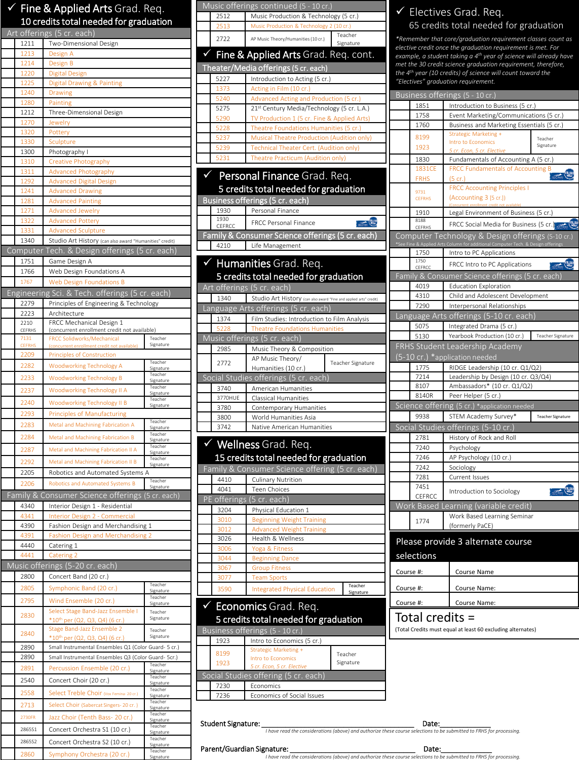# ✓ Fine & Applied Arts Grad. Req.

## 10 credits total needed for graduation

### Art offerings (5 cr. each)

| | | |
|---|---|---|
| ☐ | 1211 | Two-Dimensional Design |
| ☐ | 1213 | Design A |
| ☐ | 1214 | Design B |
| ☐ | 1220 | Digital Design |
| ☐ | 1225 | Digital Drawing & Painting |
| ☐ | 1240 | Drawing |
| ☐ | 1280 | Painting |
| ☐ | 1212 | Three-Dimensional Design |
| ☐ | 1270 | Jewelry |
| ☐ | 1320 | Pottery |
| ☐ | 1330 | Sculpture |
| ☐ | 1300 | Photography I |
| ☐ | 1310 | Creative Photography |
| ☐ | 1311 | Advanced Photography |
| ☐ | 1292 | Advanced Digital Design |
| ☐ | 1241 | Advanced Drawing |
| ☐ | 1281 | Advanced Painting |
| ☐ | 1271 | Advanced Jewelry |
| ☐ | 1322 | Advanced Pottery |
| ☐ | 1331 | Advanced Sculpture |
| ☐ | 1340 | Studio Art History (can also award "Humanities" credit) |

### Computer Tech. & Design offerings (5 cr. each)

| | | |
|---|---|---|
| ☐ | 1751 | Game Design A |
| ☐ | 1766 | Web Design Foundations A |
| ☐ | 1767 | Web Design Foundations B |

### Engineering Sci. & Tech. offerings (5 cr. each)

| | | | |
|---|---|---|---|
| ☐ | 2279 | Principles of Engineering & Technology | |
| ☐ | 2223 | Architecture | |
| ☐ | 2210 CEFRHS | FRCC Mechanical Design 1 (concurrent enrollment credit not available) | |
| ☐ | 7131 CEFRHS | FRCC Solidworks/Mechanical (concurrent enrollment credit not available) | Teacher Signature |
| ☐ | 2209 | Principles of Construction | |
| ☐ | 2282 | Woodworking Technology A | Teacher Signature |
| ☐ | 2233 | Woodworking Technology B | Teacher Signature |
| ☐ | 2237 | Woodworking Technology II A | Teacher Signature |
| ☐ | 2240 | Woodworking Technology II B | Teacher Signature |
| ☐ | 2293 | Principles of Manufacturing | |
| ☐ | 2283 | Metal and Machining Fabrication A | Teacher Signature |
| ☐ | 2284 | Metal and Machining Fabrication B | Teacher Signature |
| ☐ | 2287 | Metal and Machining Fabrication II A | Teacher Signature |
| ☐ | 2292 | Metal and Machining Fabrication II B | Teacher Signature |
| ☐ | 2205 | Robotics and Automated Systems A | |
| ☐ | 2206 | Robotics and Automated Systems B | Teacher Signature |

### Family & Consumer Science offerings (5 cr. each)

| | | |
|---|---|---|
| ☐ | 4340 | Interior Design 1 - Residential |
| ☐ | 4341 | Interior Design 2 - Commercial |
| ☐ | 4390 | Fashion Design and Merchandising 1 |
| ☐ | 4391 | Fashion Design and Merchandising 2 |
| ☐ | 4440 | Catering 1 |
| ☐ | 4441 | Catering 2 |

### Music offerings (5-20 cr. each)

| | | | |
|---|---|---|---|
| ☐ | 2800 | Concert Band (20 cr.) | |
| ☐ | 2805 | Symphonic Band (20 cr.) | Teacher Signature |
| ☐ | 2795 | Wind Ensemble (20 cr.) | Teacher Signature |
| ☐ | 2830 | Select Stage Band-Jazz Ensemble I *10th per (Q2, Q3, Q4) (6 cr.) | Teacher Signature |
| ☐ | 2840 | Stage Band-Jazz Ensemble 2 *10th per (Q2, Q3, Q4) (6 cr.) | Teacher Signature |
| ☐ | 2890 | Small Instrumental Ensembles Q1 (Color Guard- 5 cr.) | |
| ☐ | 2890 | Small Instrumental Ensembles Q3 (Color Guard- 5cr.) | |
| ☐ | 2891 | Percussion Ensemble (20 cr.) | Teacher Signature |
| ☐ | 2540 | Concert Choir (20 cr.) | Teacher Signature |
| ☐ | 2558 | Select Treble Choir (Vox Femina- 20 cr.) | Teacher Signature |
| ☐ | 2713 | Select Choir (Sabercat Singers- 20 cr.) | Teacher Signature |
| ☐ | 2730FR | Jazz Choir (Tenth Bass- 20 cr.) | Teacher Signature |
| ☐ | 2865S1 | Concert Orchestra S1 (10 cr.) | Teacher Signature |
| ☐ | 2865S2 | Concert Orchestra S2 (10 cr.) | Teacher Signature |
| ☐ | 2860 | Symphony Orchestra (20 cr.) | Teacher Signature |

### Music offerings continued (5 - 10 cr.)

| | | | |
|---|---|---|---|
| ☐ | 2512 | Music Production & Technology (5 cr.) | |
| ☐ | 2513 | Music Production & Technology 2 (10 cr.) | |
| ☐ | 2722 | AP Music Theory/Humanities (10 cr.) | Teacher Signature |

# ✓ Fine & Applied Arts Grad. Req. cont.

### Theater/Media offerings (5 cr. each)

| | | |
|---|---|---|
| ☐ | 5227 | Introduction to Acting (5 cr.) |
| ☐ | 1373 | Acting in Film (10 cr.) |
| ☐ | 5240 | Advanced Acting and Production (5 cr.) |
| ☐ | 5275 | 21st Century Media/Technology (5 cr. L.A.) |
| ☐ | 5290 | TV Production 1 (5 cr. Fine & Applied Arts) |
| ☐ | 5228 | Theatre Foundations Humanities (5 cr.) |
| ☐ | 5237 | Musical Theatre Production (Audition only) |
| ☐ | 5239 | Technical Theater Cert. (Audition only) |
| ☐ | 5231 | Theatre Practicum (Audition only) |

# ✓ Personal Finance Grad. Req.

## 5 credits total needed for graduation

### Business offerings (5 cr. each)

| | | |
|---|---|---|
| ☐ | 1930 | Personal Finance |
| ☐ | 1930 CEFRCC | FRCC Personal Finance |

### Family & Consumer Science offerings (5 cr. each)

| | | |
|---|---|---|
| ☐ | 4210 | Life Management |

# ✓ Humanities Grad. Req.

## 5 credits total needed for graduation

### Art offerings (5 cr. each)

| | | |
|---|---|---|
| ☐ | 1340 | Studio Art History (can also award "Fine and applied arts" credit) |

### Language Arts offerings (5 cr. each)

| | | |
|---|---|---|
| ☐ | 1374 | Film Studies: Introduction to Film Analysis |
| ☐ | 5228 | Theatre Foundations Humanities |

### Music offerings (5 cr. each)

| | | | |
|---|---|---|---|
| ☐ | 2985 | Music Theory & Composition | |
| ☐ | 2772 | AP Music Theory/ Humanities (10 cr.) | Teacher Signature |

### Social Studies offerings (5 cr. each)

| | | |
|---|---|---|
| ☐ | 3740 | American Humanities |
| ☐ | 3770HUE | Classical Humanities |
| ☐ | 3780 | Contemporary Humanities |
| ☐ | 3800 | World Humanities Asia |
| ☐ | 3742 | Native American Humanities |

# ✓ Wellness Grad. Req.

## 15 credits total needed for graduation

### Family & Consumer Science offering (5 cr. each)

| | | |
|---|---|---|
| ☐ | 4410 | Culinary Nutrition |
| ☐ | 4041 | Teen Choices |

### PE offerings (5 cr. each)

| | | | |
|---|---|---|---|
| ☐ | 3204 | Physical Education 1 | |
| ☐ | 3010 | Beginning Weight Training | |
| ☐ | 3012 | Advanced Weight Training | |
| ☐ | 3026 | Health & Wellness | |
| ☐ | 3006 | Yoga & Fitness | |
| ☐ | 3044 | Beginning Dance | |
| ☐ | 3067 | Group Fitness | |
| ☐ | 3077 | Team Sports | |
| ☐ | 3590 | Integrated Physical Education | Teacher Signature |

# ✓ Economics Grad. Req.

## 5 credits total needed for graduation

### Business offerings (5 - 10 cr.)

| | | | |
|---|---|---|---|
| ☐ | 1923 | Intro to Economics (5 cr.) | |
| ☐ | 8199 / 1923 | Strategic Marketing + Intro to Economics (5 cr. Econ, 5 cr. Elective) | Teacher Signature |

### Social Studies offering (5 cr. each)

| | | |
|---|---|---|
| ☐ | 7230 | Economics |
| ☐ | 7236 | Economics of Social Issues |

# ✓ Electives Grad. Req.

## 65 credits total needed for graduation

*Remember that core/graduation requirement classes count as elective credit once the graduation requirement is met. For example, a student taking a 4th year of science will already have met the 30 credit science graduation requirement, therefore, the 4th year (10 credits) of science will count toward the "Electives" graduation requirement.*

### Business offerings (5 - 10 cr.)

| | | | |
|---|---|---|---|
| ☐ | 1851 | Introduction to Business (5 cr.) | |
| ☐ | 1758 | Event Marketing/Communications (5 cr.) | |
| ☐ | 1760 | Business and Marketing Essentials (5 cr.) | |
| ☐ | 8199 / 1923 | Strategic Marketing + Intro to Economics (5 cr. Econ, 5 cr. Elective) | Teacher Signature |
| ☐ | 1830 | Fundamentals of Accounting A (5 cr.) | |
| ☐ | 1831CE FRHS | FRCC Fundamentals of Accounting B (5 cr.) | |
| ☐ | 9731 CEFRHS | FRCC Accounting Principles I (Accounting 3 [5 cr.]) (Concurrent enrollment credit not available) | |
| ☐ | 1910 | Legal Environment of Business (5 cr.) | |
| ☐ | 8188 CEFRHS | FRCC Social Media for Business (5 cr.) | |

### Computer Technology & Design offerings (5-10 cr.)

*See Fine & Applied Arts Column for additional Computer Tech. & Design offerings

| | | |
|---|---|---|
| ☐ | 1750 | Intro to PC Applications |
| ☐ | 1750 CEFRCC | FRCC Intro to PC Applications |

### Family & Consumer Science offerings (5 cr. each)

| | | |
|---|---|---|
| ☐ | 4019 | Education Exploration |
| ☐ | 4310 | Child and Adolescent Development |
| ☐ | 7290 | Interpersonal Relationships |

### Language Arts offerings (5-10 cr. each)

| | | | |
|---|---|---|---|
| ☐ | 5075 | Integrated Drama (5 cr.) | |
| ☐ | 5130 | Yearbook Production (10 cr.) | Teacher Signature |

### FRHS Student Leadership Academy (5-10 cr.) *application needed

| | | |
|---|---|---|
| ☐ | 1775 | RIDGE Leadership (10 cr. Q1/Q2) |
| ☐ | 7214 | Leadership by Design (10 cr. Q3/Q4) |
| ☐ | 8107 | Ambassadors* (10 cr. Q1/Q2) |
| ☐ | 8140R | Peer Helper (5 cr.) |

### Science offering (5 cr.) *application needed

| | | | |
|---|---|---|---|
| ☐ | 9938 | STEM Academy Survey* | Teacher Signature |

### Social Studies offerings (5-10 cr.)

| | | |
|---|---|---|
| ☐ | 2781 | History of Rock and Roll |
| ☐ | 7240 | Psychology |
| ☐ | 7246 | AP Psychology (10 cr.) |
| ☐ | 7242 | Sociology |
| ☐ | 7281 | Current Issues |
| ☐ | 7451 CEFRCC | Introduction to Sociology |

### Work Based Learning (variable credit)

| | | |
|---|---|---|
| ☐ | 1774 | Work Based Learning Seminar (formerly PaCE) |

## Please provide 3 alternate course selections

| | |
|---|---|
| Course #: | Course Name |
| Course #: | Course Name: |
| Course #: | Course Name: |

## Total credits =

(Total Credits must equal at least 60 excluding alternates)

Student Signature: ______________________ Date: __________

*I have read the considerations (above) and authorize these course selections to be submitted to FRHS for processing.*

Parent/Guardian Signature: ______________________ Date: __________

*I have read the considerations (above) and authorize these course selections to be submitted to FRHS for processing.*